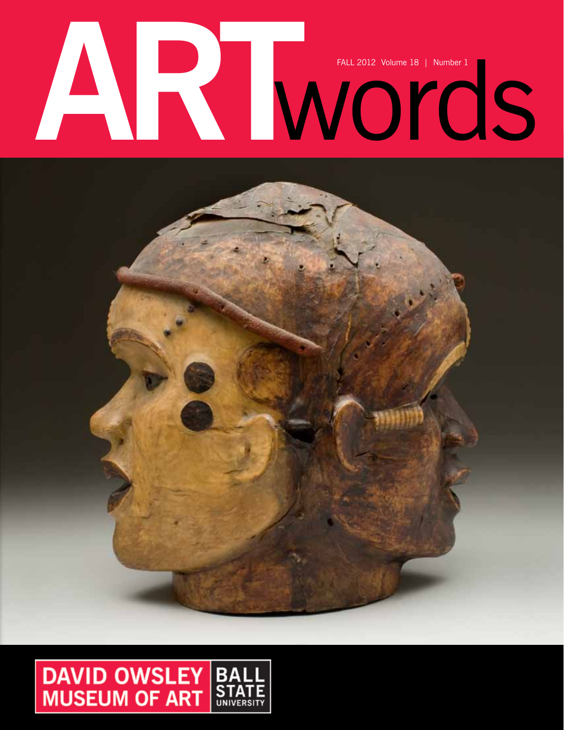# ARTwords

FALL 2012 Volume 18 | Number 1

DAVID OWSLEY MUSEUM OF ART | BALL STATE UNIVERSITY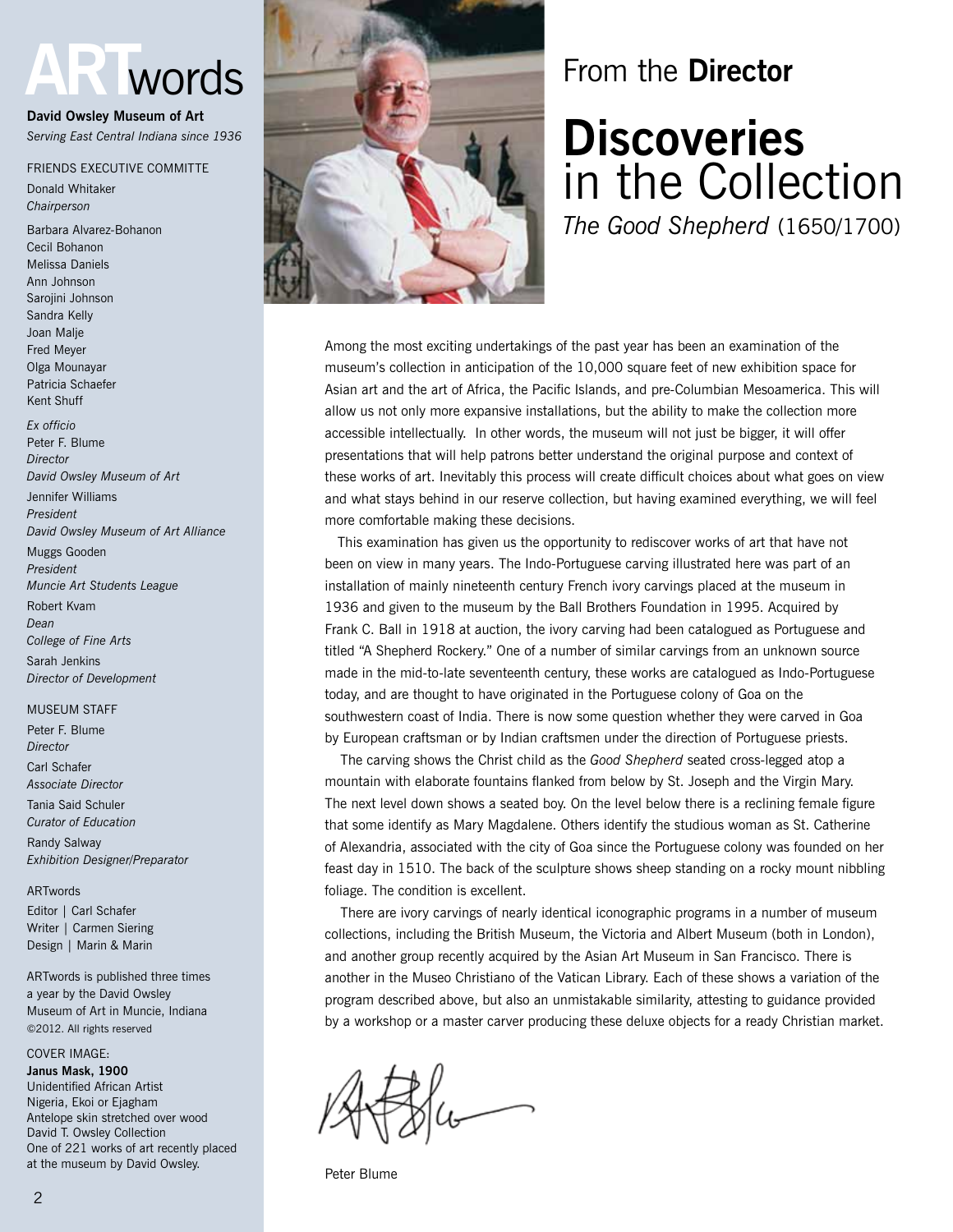# ARTwords

**David Owsley Museum of Art**
*Serving East Central Indiana since 1936*

FRIENDS EXECUTIVE COMMITTE

Donald Whitaker
*Chairperson*

Barbara Alvarez-Bohanon
Cecil Bohanon
Melissa Daniels
Ann Johnson
Sarojini Johnson
Sandra Kelly
Joan Malje
Fred Meyer
Olga Mounayar
Patricia Schaefer
Kent Shuff

*Ex officio*
Peter F. Blume
*Director*
*David Owsley Museum of Art*

Jennifer Williams
*President*
*David Owsley Museum of Art Alliance*

Muggs Gooden
*President*
*Muncie Art Students League*

Robert Kvam
*Dean*
*College of Fine Arts*

Sarah Jenkins
*Director of Development*

MUSEUM STAFF

Peter F. Blume
*Director*

Carl Schafer
*Associate Director*

Tania Said Schuler
*Curator of Education*

Randy Salway
*Exhibition Designer/Preparator*

ARTwords
Editor | Carl Schafer
Writer | Carmen Siering
Design | Marin & Marin

ARTwords is published three times a year by the David Owsley Museum of Art in Muncie, Indiana
©2012. All rights reserved

COVER IMAGE:
**Janus Mask, 1900**
Unidentified African Artist
Nigeria, Ekoi or Ejagham
Antelope skin stretched over wood
David T. Owsley Collection
One of 221 works of art recently placed at the museum by David Owsley.

## From the **Director**

# Discoveries in the Collection

### *The Good Shepherd* (1650/1700)

Among the most exciting undertakings of the past year has been an examination of the museum's collection in anticipation of the 10,000 square feet of new exhibition space for Asian art and the art of Africa, the Pacific Islands, and pre-Columbian Mesoamerica. This will allow us not only more expansive installations, but the ability to make the collection more accessible intellectually. In other words, the museum will not just be bigger, it will offer presentations that will help patrons better understand the original purpose and context of these works of art. Inevitably this process will create difficult choices about what goes on view and what stays behind in our reserve collection, but having examined everything, we will feel more comfortable making these decisions.

This examination has given us the opportunity to rediscover works of art that have not been on view in many years. The Indo-Portuguese carving illustrated here was part of an installation of mainly nineteenth century French ivory carvings placed at the museum in 1936 and given to the museum by the Ball Brothers Foundation in 1995. Acquired by Frank C. Ball in 1918 at auction, the ivory carving had been catalogued as Portuguese and titled "A Shepherd Rockery." One of a number of similar carvings from an unknown source made in the mid-to-late seventeenth century, these works are catalogued as Indo-Portuguese today, and are thought to have originated in the Portuguese colony of Goa on the southwestern coast of India. There is now some question whether they were carved in Goa by European craftsman or by Indian craftsmen under the direction of Portuguese priests.

The carving shows the Christ child as the *Good Shepherd* seated cross-legged atop a mountain with elaborate fountains flanked from below by St. Joseph and the Virgin Mary. The next level down shows a seated boy. On the level below there is a reclining female figure that some identify as Mary Magdalene. Others identify the studious woman as St. Catherine of Alexandria, associated with the city of Goa since the Portuguese colony was founded on her feast day in 1510. The back of the sculpture shows sheep standing on a rocky mount nibbling foliage. The condition is excellent.

There are ivory carvings of nearly identical iconographic programs in a number of museum collections, including the British Museum, the Victoria and Albert Museum (both in London), and another group recently acquired by the Asian Art Museum in San Francisco. There is another in the Museo Christiano of the Vatican Library. Each of these shows a variation of the program described above, but also an unmistakable similarity, attesting to guidance provided by a workshop or a master carver producing these deluxe objects for a ready Christian market.

Peter Blume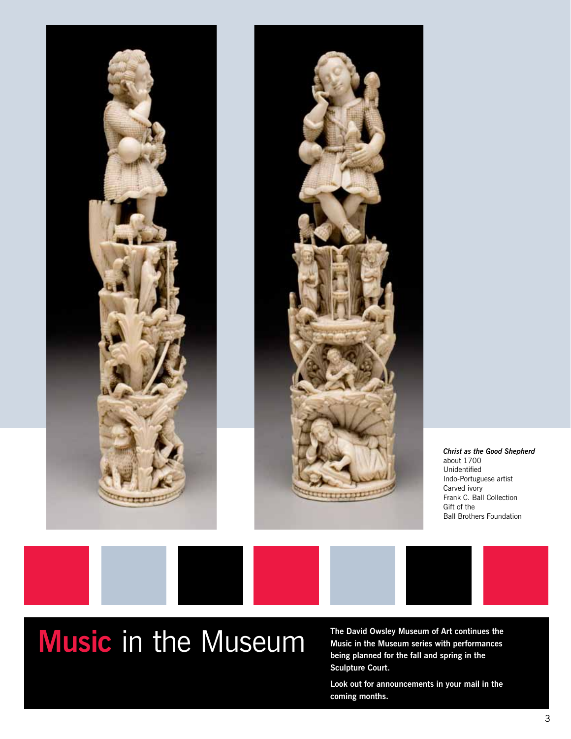***Christ as the Good Shepherd***
about 1700
Unidentified
Indo-Portuguese artist
Carved ivory
Frank C. Ball Collection
Gift of the
Ball Brothers Foundation

# Music in the Museum

**The David Owsley Museum of Art continues the Music in the Museum series with performances being planned for the fall and spring in the Sculpture Court.**

**Look out for announcements in your mail in the coming months.**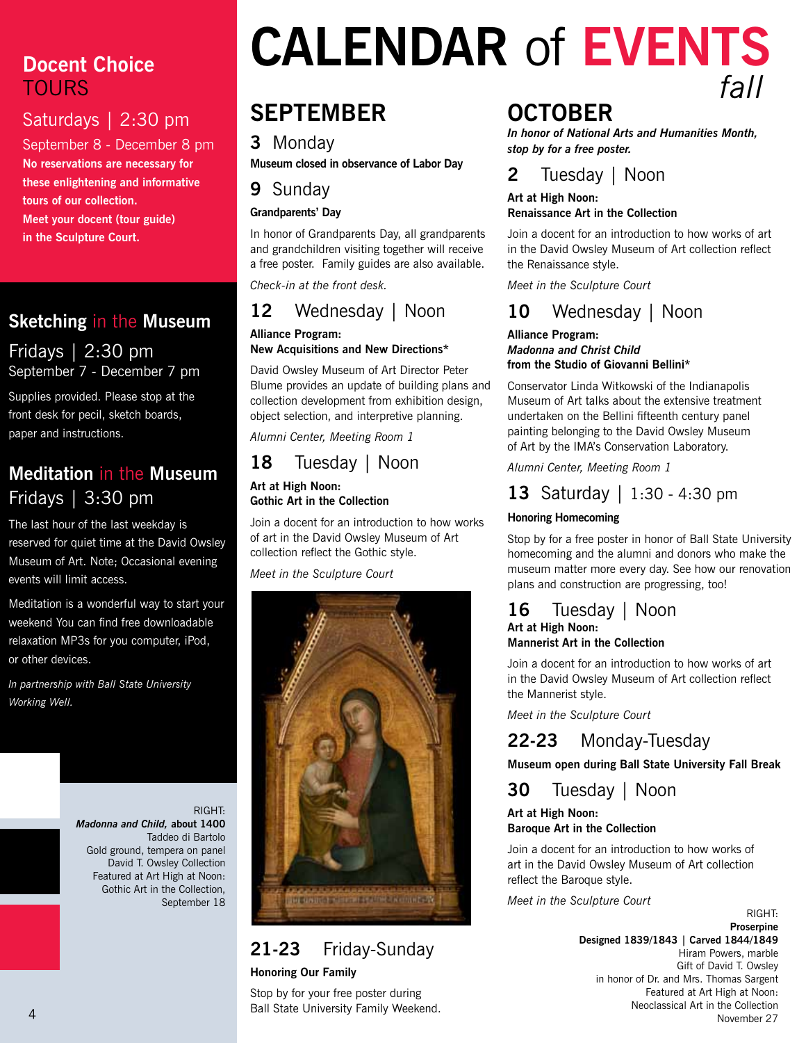# CALENDAR of EVENTS *fall*

## Docent Choice TOURS

Saturdays | 2:30 pm

September 8 - December 8 pm

**No reservations are necessary for these enlightening and informative tours of our collection. Meet your docent (tour guide) in the Sculpture Court.**

## Sketching in the Museum

Fridays | 2:30 pm

September 7 - December 7 pm

Supplies provided. Please stop at the front desk for pecil, sketch boards, paper and instructions.

## Meditation in the Museum

Fridays | 3:30 pm

The last hour of the last weekday is reserved for quiet time at the David Owsley Museum of Art. Note; Occasional evening events will limit access.

Meditation is a wonderful way to start your weekend You can find free downloadable relaxation MP3s for you computer, iPod, or other devices.

*In partnership with Ball State University Working Well.*

RIGHT:
***Madonna and Child*, about 1400**
Taddeo di Bartolo
Gold ground, tempera on panel
David T. Owsley Collection
Featured at Art High at Noon: Gothic Art in the Collection, September 18

## SEPTEMBER

### 3 Monday

**Museum closed in observance of Labor Day**

### 9 Sunday

**Grandparents' Day**

In honor of Grandparents Day, all grandparents and grandchildren visiting together will receive a free poster. Family guides are also available.

*Check-in at the front desk.*

### 12 Wednesday | Noon

**Alliance Program: New Acquisitions and New Directions***

David Owsley Museum of Art Director Peter Blume provides an update of building plans and collection development from exhibition design, object selection, and interpretive planning.

*Alumni Center, Meeting Room 1*

### 18 Tuesday | Noon

**Art at High Noon: Gothic Art in the Collection**

Join a docent for an introduction to how works of art in the David Owsley Museum of Art collection reflect the Gothic style.

*Meet in the Sculpture Court*

### 21-23 Friday-Sunday

**Honoring Our Family**

Stop by for your free poster during Ball State University Family Weekend.

## OCTOBER

***In honor of National Arts and Humanities Month, stop by for a free poster.***

### 2 Tuesday | Noon

**Art at High Noon: Renaissance Art in the Collection**

Join a docent for an introduction to how works of art in the David Owsley Museum of Art collection reflect the Renaissance style.

*Meet in the Sculpture Court*

### 10 Wednesday | Noon

**Alliance Program: *Madonna and Christ Child* from the Studio of Giovanni Bellini***

Conservator Linda Witkowski of the Indianapolis Museum of Art talks about the extensive treatment undertaken on the Bellini fifteenth century panel painting belonging to the David Owsley Museum of Art by the IMA's Conservation Laboratory.

*Alumni Center, Meeting Room 1*

### 13 Saturday | 1:30 - 4:30 pm

**Honoring Homecoming**

Stop by for a free poster in honor of Ball State University homecoming and the alumni and donors who make the museum matter more every day. See how our renovation plans and construction are progressing, too!

### 16 Tuesday | Noon

**Art at High Noon: Mannerist Art in the Collection**

Join a docent for an introduction to how works of art in the David Owsley Museum of Art collection reflect the Mannerist style.

*Meet in the Sculpture Court*

### 22-23 Monday-Tuesday

**Museum open during Ball State University Fall Break**

### 30 Tuesday | Noon

**Art at High Noon: Baroque Art in the Collection**

Join a docent for an introduction to how works of art in the David Owsley Museum of Art collection reflect the Baroque style.

*Meet in the Sculpture Court*

RIGHT:
**Proserpine**
**Designed 1839/1843 | Carved 1844/1849**
Hiram Powers, marble
Gift of David T. Owsley in honor of Dr. and Mrs. Thomas Sargent
Featured at Art High at Noon: Neoclassical Art in the Collection
November 27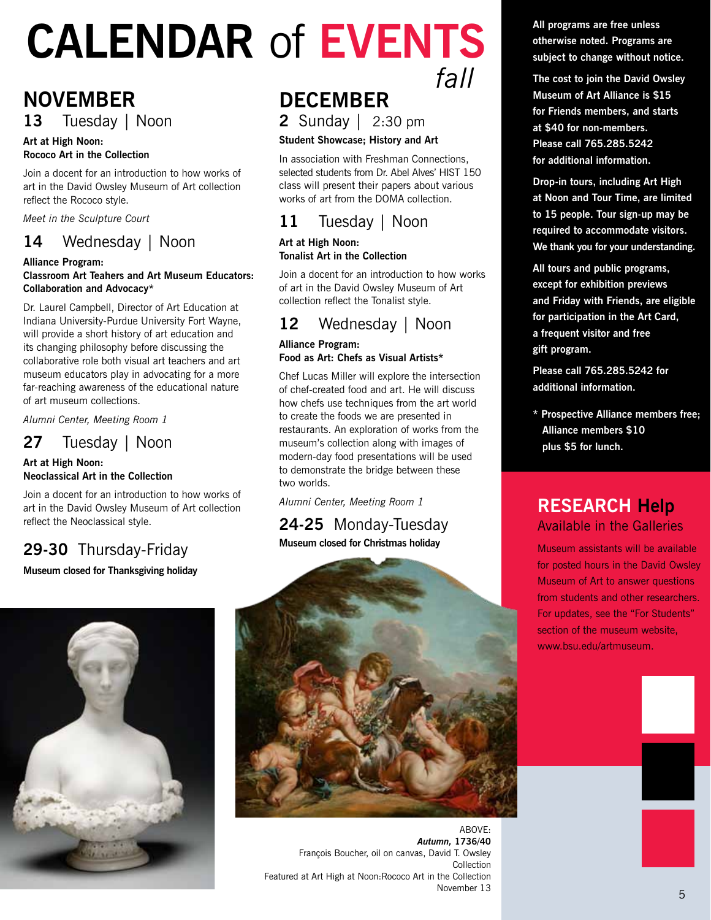# CALENDAR of EVENTS *fall*

## NOVEMBER

### 13 Tuesday | Noon

**Art at High Noon:**
**Rococo Art in the Collection**

Join a docent for an introduction to how works of art in the David Owsley Museum of Art collection reflect the Rococo style.

*Meet in the Sculpture Court*

### 14 Wednesday | Noon

**Alliance Program:**
**Classroom Art Teahers and Art Museum Educators: Collaboration and Advocacy***

Dr. Laurel Campbell, Director of Art Education at Indiana University-Purdue University Fort Wayne, will provide a short history of art education and its changing philosophy before discussing the collaborative role both visual art teachers and art museum educators play in advocating for a more far-reaching awareness of the educational nature of art museum collections.

*Alumni Center, Meeting Room 1*

### 27 Tuesday | Noon

**Art at High Noon:**
**Neoclassical Art in the Collection**

Join a docent for an introduction to how works of art in the David Owsley Museum of Art collection reflect the Neoclassical style.

### 29-30 Thursday-Friday

**Museum closed for Thanksgiving holiday**

## DECEMBER

### 2 Sunday | 2:30 pm

**Student Showcase; History and Art**

In association with Freshman Connections, selected students from Dr. Abel Alves' HIST 150 class will present their papers about various works of art from the DOMA collection.

### 11 Tuesday | Noon

**Art at High Noon:**
**Tonalist Art in the Collection**

Join a docent for an introduction to how works of art in the David Owsley Museum of Art collection reflect the Tonalist style.

### 12 Wednesday | Noon

**Alliance Program:**
**Food as Art: Chefs as Visual Artists***

Chef Lucas Miller will explore the intersection of chef-created food and art. He will discuss how chefs use techniques from the art world to create the foods we are presented in restaurants. An exploration of works from the museum's collection along with images of modern-day food presentations will be used to demonstrate the bridge between these two worlds.

*Alumni Center, Meeting Room 1*

### 24-25 Monday-Tuesday

**Museum closed for Christmas holiday**

ABOVE:
***Autumn,* 1736/40**
François Boucher, oil on canvas, David T. Owsley Collection
Featured at Art High at Noon:Rococo Art in the Collection
November 13

**All programs are free unless otherwise noted. Programs are subject to change without notice.**

**The cost to join the David Owsley Museum of Art Alliance is $15 for Friends members, and starts at $40 for non-members. Please call 765.285.5242 for additional information.**

**Drop-in tours, including Art High at Noon and Tour Time, are limited to 15 people. Tour sign-up may be required to accommodate visitors. We thank you for your understanding.**

**All tours and public programs, except for exhibition previews and Friday with Friends, are eligible for participation in the Art Card, a frequent visitor and free gift program.**

**Please call 765.285.5242 for additional information.**

**\* Prospective Alliance members free; Alliance members $10 plus $5 for lunch.**

## RESEARCH Help

Available in the Galleries

Museum assistants will be available for posted hours in the David Owsley Museum of Art to answer questions from students and other researchers. For updates, see the "For Students" section of the museum website, www.bsu.edu/artmuseum.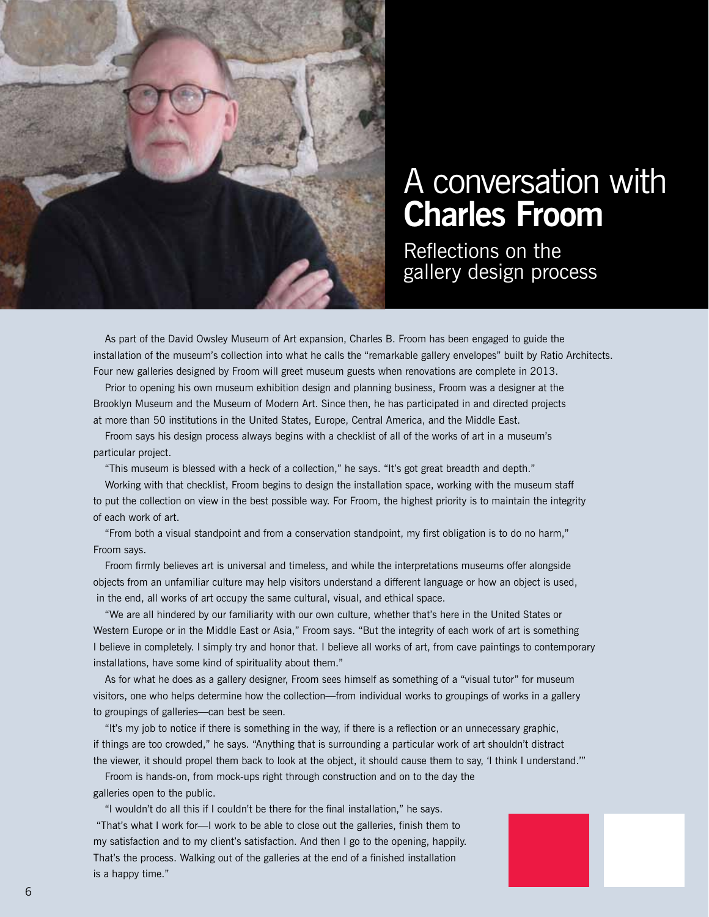# A conversation with **Charles Froom**

## Reflections on the gallery design process

As part of the David Owsley Museum of Art expansion, Charles B. Froom has been engaged to guide the installation of the museum's collection into what he calls the "remarkable gallery envelopes" built by Ratio Architects. Four new galleries designed by Froom will greet museum guests when renovations are complete in 2013.

Prior to opening his own museum exhibition design and planning business, Froom was a designer at the Brooklyn Museum and the Museum of Modern Art. Since then, he has participated in and directed projects at more than 50 institutions in the United States, Europe, Central America, and the Middle East.

Froom says his design process always begins with a checklist of all of the works of art in a museum's particular project.

"This museum is blessed with a heck of a collection," he says. "It's got great breadth and depth."

Working with that checklist, Froom begins to design the installation space, working with the museum staff to put the collection on view in the best possible way. For Froom, the highest priority is to maintain the integrity of each work of art.

"From both a visual standpoint and from a conservation standpoint, my first obligation is to do no harm," Froom says.

Froom firmly believes art is universal and timeless, and while the interpretations museums offer alongside objects from an unfamiliar culture may help visitors understand a different language or how an object is used, in the end, all works of art occupy the same cultural, visual, and ethical space.

"We are all hindered by our familiarity with our own culture, whether that's here in the United States or Western Europe or in the Middle East or Asia," Froom says. "But the integrity of each work of art is something I believe in completely. I simply try and honor that. I believe all works of art, from cave paintings to contemporary installations, have some kind of spirituality about them."

As for what he does as a gallery designer, Froom sees himself as something of a "visual tutor" for museum visitors, one who helps determine how the collection—from individual works to groupings of works in a gallery to groupings of galleries—can best be seen.

"It's my job to notice if there is something in the way, if there is a reflection or an unnecessary graphic, if things are too crowded," he says. "Anything that is surrounding a particular work of art shouldn't distract the viewer, it should propel them back to look at the object, it should cause them to say, 'I think I understand.'"

Froom is hands-on, from mock-ups right through construction and on to the day the galleries open to the public.

"I wouldn't do all this if I couldn't be there for the final installation," he says. "That's what I work for—I work to be able to close out the galleries, finish them to my satisfaction and to my client's satisfaction. And then I go to the opening, happily. That's the process. Walking out of the galleries at the end of a finished installation is a happy time."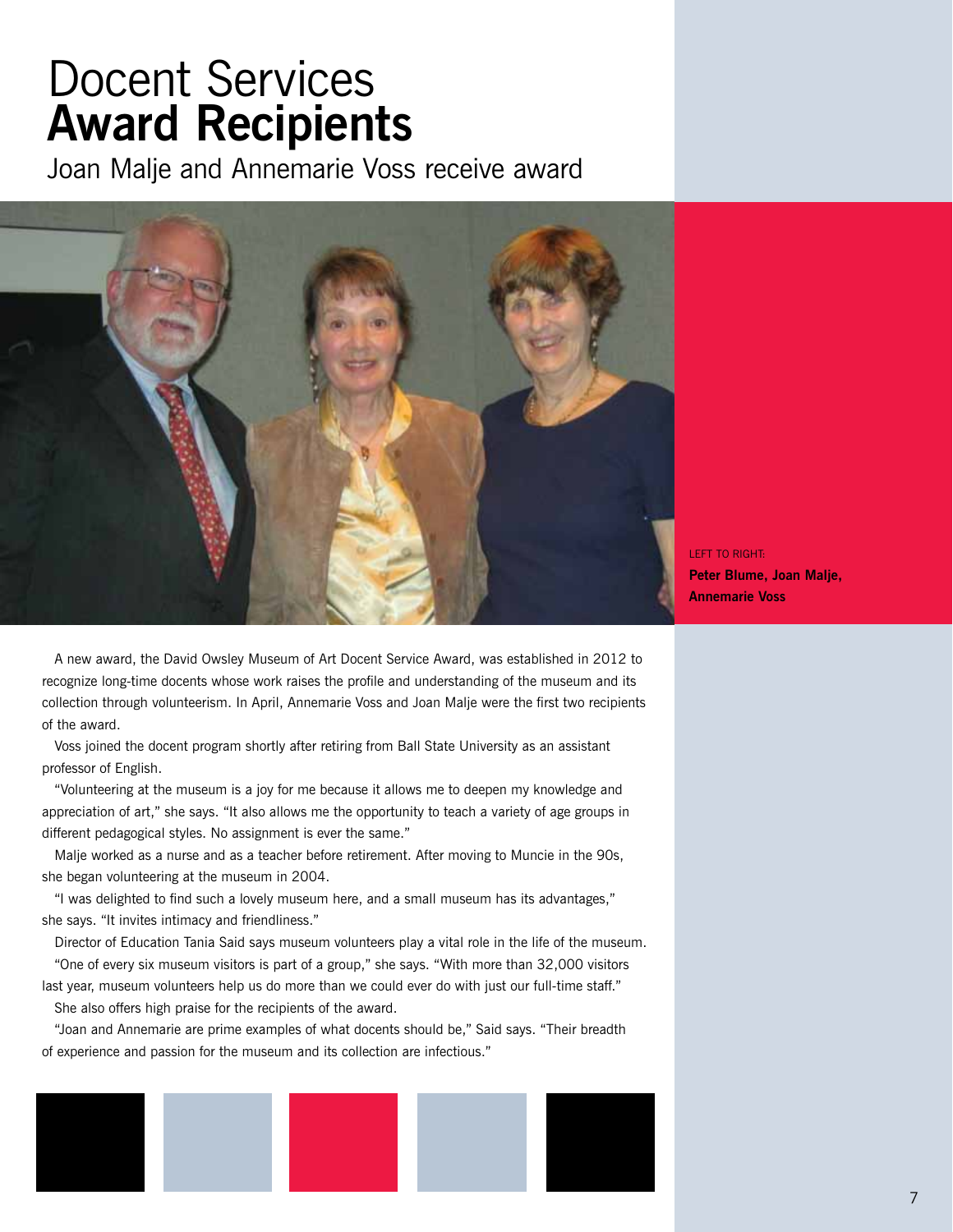# Docent Services **Award Recipients**

## Joan Malje and Annemarie Voss receive award

LEFT TO RIGHT:
**Peter Blume, Joan Malje, Annemarie Voss**

A new award, the David Owsley Museum of Art Docent Service Award, was established in 2012 to recognize long-time docents whose work raises the profile and understanding of the museum and its collection through volunteerism. In April, Annemarie Voss and Joan Malje were the first two recipients of the award.

Voss joined the docent program shortly after retiring from Ball State University as an assistant professor of English.

"Volunteering at the museum is a joy for me because it allows me to deepen my knowledge and appreciation of art," she says. "It also allows me the opportunity to teach a variety of age groups in different pedagogical styles. No assignment is ever the same."

Malje worked as a nurse and as a teacher before retirement. After moving to Muncie in the 90s, she began volunteering at the museum in 2004.

"I was delighted to find such a lovely museum here, and a small museum has its advantages," she says. "It invites intimacy and friendliness."

Director of Education Tania Said says museum volunteers play a vital role in the life of the museum.

"One of every six museum visitors is part of a group," she says. "With more than 32,000 visitors last year, museum volunteers help us do more than we could ever do with just our full-time staff."

She also offers high praise for the recipients of the award.

"Joan and Annemarie are prime examples of what docents should be," Said says. "Their breadth of experience and passion for the museum and its collection are infectious."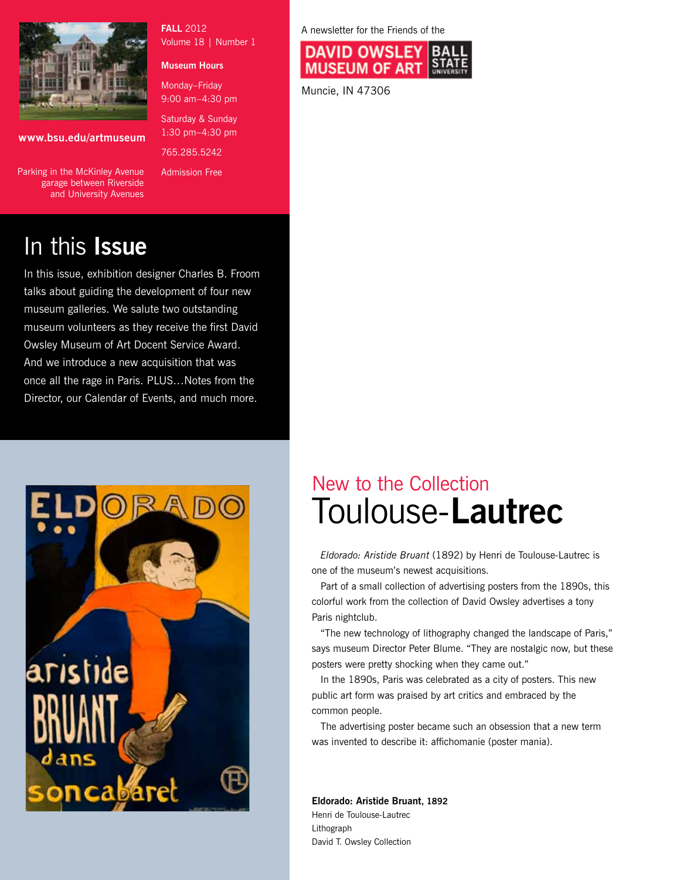**FALL** 2012
Volume 18 | Number 1

**Museum Hours**

Monday–Friday
9:00 am–4:30 pm

Saturday & Sunday
1:30 pm–4:30 pm

765.285.5242

Admission Free

www.bsu.edu/artmuseum

Parking in the McKinley Avenue garage between Riverside and University Avenues

A newsletter for the Friends of the

DAVID OWSLEY MUSEUM OF ART BALL STATE UNIVERSITY

Muncie, IN 47306

# In this **Issue**

In this issue, exhibition designer Charles B. Froom talks about guiding the development of four new museum galleries. We salute two outstanding museum volunteers as they receive the first David Owsley Museum of Art Docent Service Award. And we introduce a new acquisition that was once all the rage in Paris. PLUS…Notes from the Director, our Calendar of Events, and much more.

## New to the Collection
# Toulouse-**Lautrec**

*Eldorado: Aristide Bruant* (1892) by Henri de Toulouse-Lautrec is one of the museum's newest acquisitions.

Part of a small collection of advertising posters from the 1890s, this colorful work from the collection of David Owsley advertises a tony Paris nightclub.

"The new technology of lithography changed the landscape of Paris," says museum Director Peter Blume. "They are nostalgic now, but these posters were pretty shocking when they came out."

In the 1890s, Paris was celebrated as a city of posters. This new public art form was praised by art critics and embraced by the common people.

The advertising poster became such an obsession that a new term was invented to describe it: affichomanie (poster mania).

**Eldorado: Aristide Bruant, 1892**
Henri de Toulouse-Lautrec
Lithograph
David T. Owsley Collection